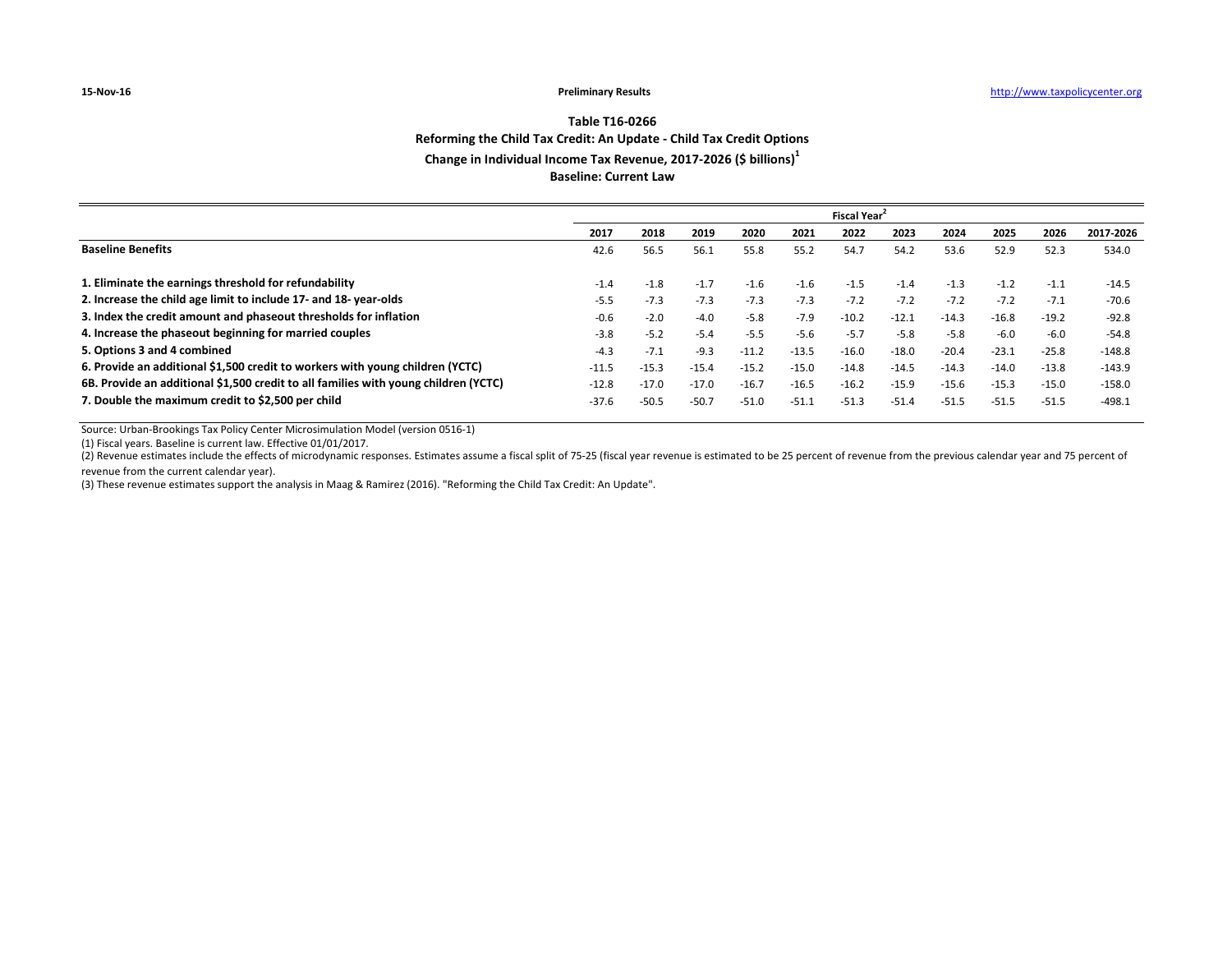15-Nov-16 **Preliminary Results** http://www.taxpolicycenter.org

## Table T16-0266
## Reforming the Child Tax Credit: An Update - Child Tax Credit Options
## Change in Individual Income Tax Revenue, 2017-2026 ($ billions)[1]
## Baseline: Current Law

| | Fiscal Year[2] | | | | | | | | | | |
|---|---|---|---|---|---|---|---|---|---|---|---|
| | 2017 | 2018 | 2019 | 2020 | 2021 | 2022 | 2023 | 2024 | 2025 | 2026 | 2017-2026 |
| **Baseline Benefits** | 42.6 | 56.5 | 56.1 | 55.8 | 55.2 | 54.7 | 54.2 | 53.6 | 52.9 | 52.3 | 534.0 |
| **1. Eliminate the earnings threshold for refundability** | -1.4 | -1.8 | -1.7 | -1.6 | -1.6 | -1.5 | -1.4 | -1.3 | -1.2 | -1.1 | -14.5 |
| **2. Increase the child age limit to include 17- and 18- year-olds** | -5.5 | -7.3 | -7.3 | -7.3 | -7.3 | -7.2 | -7.2 | -7.2 | -7.2 | -7.1 | -70.6 |
| **3. Index the credit amount and phaseout thresholds for inflation** | -0.6 | -2.0 | -4.0 | -5.8 | -7.9 | -10.2 | -12.1 | -14.3 | -16.8 | -19.2 | -92.8 |
| **4. Increase the phaseout beginning for married couples** | -3.8 | -5.2 | -5.4 | -5.5 | -5.6 | -5.7 | -5.8 | -5.8 | -6.0 | -6.0 | -54.8 |
| **5. Options 3 and 4 combined** | -4.3 | -7.1 | -9.3 | -11.2 | -13.5 | -16.0 | -18.0 | -20.4 | -23.1 | -25.8 | -148.8 |
| **6. Provide an additional $1,500 credit to workers with young children (YCTC)** | -11.5 | -15.3 | -15.4 | -15.2 | -15.0 | -14.8 | -14.5 | -14.3 | -14.0 | -13.8 | -143.9 |
| **6B. Provide an additional $1,500 credit to all families with young children (YCTC)** | -12.8 | -17.0 | -17.0 | -16.7 | -16.5 | -16.2 | -15.9 | -15.6 | -15.3 | -15.0 | -158.0 |
| **7. Double the maximum credit to $2,500 per child** | -37.6 | -50.5 | -50.7 | -51.0 | -51.1 | -51.3 | -51.4 | -51.5 | -51.5 | -51.5 | -498.1 |

Source: Urban-Brookings Tax Policy Center Microsimulation Model (version 0516-1)

(1) Fiscal years. Baseline is current law. Effective 01/01/2017.

(2) Revenue estimates include the effects of microdynamic responses. Estimates assume a fiscal split of 75-25 (fiscal year revenue is estimated to be 25 percent of revenue from the previous calendar year and 75 percent of revenue from the current calendar year).

(3) These revenue estimates support the analysis in Maag & Ramirez (2016). "Reforming the Child Tax Credit: An Update".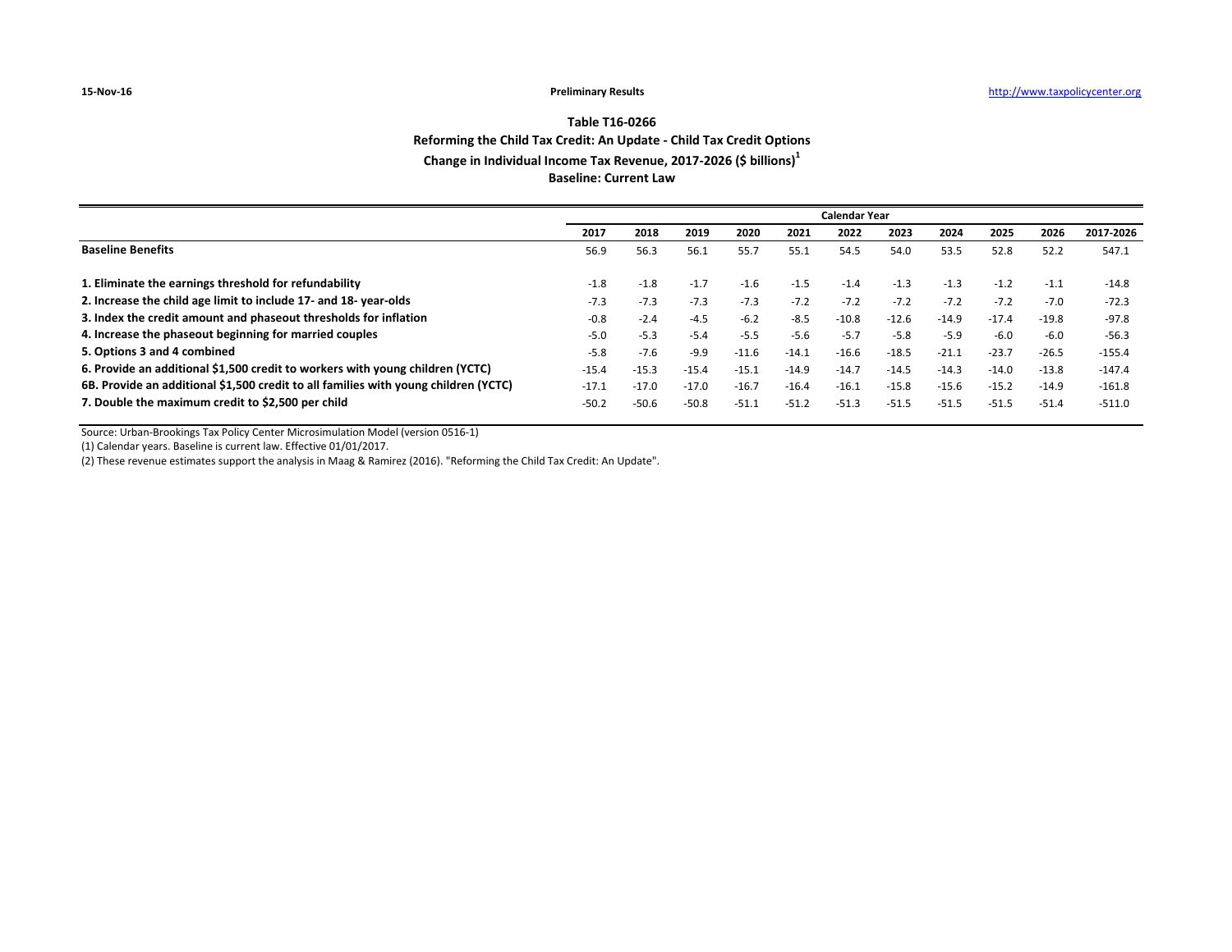15-Nov-16 **Preliminary Results** http://www.taxpolicycenter.org

### Table T16-0266
### Reforming the Child Tax Credit: An Update - Child Tax Credit Options
### Change in Individual Income Tax Revenue, 2017-2026 ($ billions)[1]
### Baseline: Current Law

| | Calendar Year | | | | | | | | | | |
|---|---|---|---|---|---|---|---|---|---|---|---|
| | 2017 | 2018 | 2019 | 2020 | 2021 | 2022 | 2023 | 2024 | 2025 | 2026 | 2017-2026 |
| **Baseline Benefits** | 56.9 | 56.3 | 56.1 | 55.7 | 55.1 | 54.5 | 54.0 | 53.5 | 52.8 | 52.2 | 547.1 |
| **1. Eliminate the earnings threshold for refundability** | -1.8 | -1.8 | -1.7 | -1.6 | -1.5 | -1.4 | -1.3 | -1.3 | -1.2 | -1.1 | -14.8 |
| **2. Increase the child age limit to include 17- and 18- year-olds** | -7.3 | -7.3 | -7.3 | -7.3 | -7.2 | -7.2 | -7.2 | -7.2 | -7.2 | -7.0 | -72.3 |
| **3. Index the credit amount and phaseout thresholds for inflation** | -0.8 | -2.4 | -4.5 | -6.2 | -8.5 | -10.8 | -12.6 | -14.9 | -17.4 | -19.8 | -97.8 |
| **4. Increase the phaseout beginning for married couples** | -5.0 | -5.3 | -5.4 | -5.5 | -5.6 | -5.7 | -5.8 | -5.9 | -6.0 | -6.0 | -56.3 |
| **5. Options 3 and 4 combined** | -5.8 | -7.6 | -9.9 | -11.6 | -14.1 | -16.6 | -18.5 | -21.1 | -23.7 | -26.5 | -155.4 |
| **6. Provide an additional $1,500 credit to workers with young children (YCTC)** | -15.4 | -15.3 | -15.4 | -15.1 | -14.9 | -14.7 | -14.5 | -14.3 | -14.0 | -13.8 | -147.4 |
| **6B. Provide an additional $1,500 credit to all families with young children (YCTC)** | -17.1 | -17.0 | -17.0 | -16.7 | -16.4 | -16.1 | -15.8 | -15.6 | -15.2 | -14.9 | -161.8 |
| **7. Double the maximum credit to $2,500 per child** | -50.2 | -50.6 | -50.8 | -51.1 | -51.2 | -51.3 | -51.5 | -51.5 | -51.5 | -51.4 | -511.0 |

Source: Urban-Brookings Tax Policy Center Microsimulation Model (version 0516-1)

(1) Calendar years. Baseline is current law. Effective 01/01/2017.

(2) These revenue estimates support the analysis in Maag & Ramirez (2016). "Reforming the Child Tax Credit: An Update".